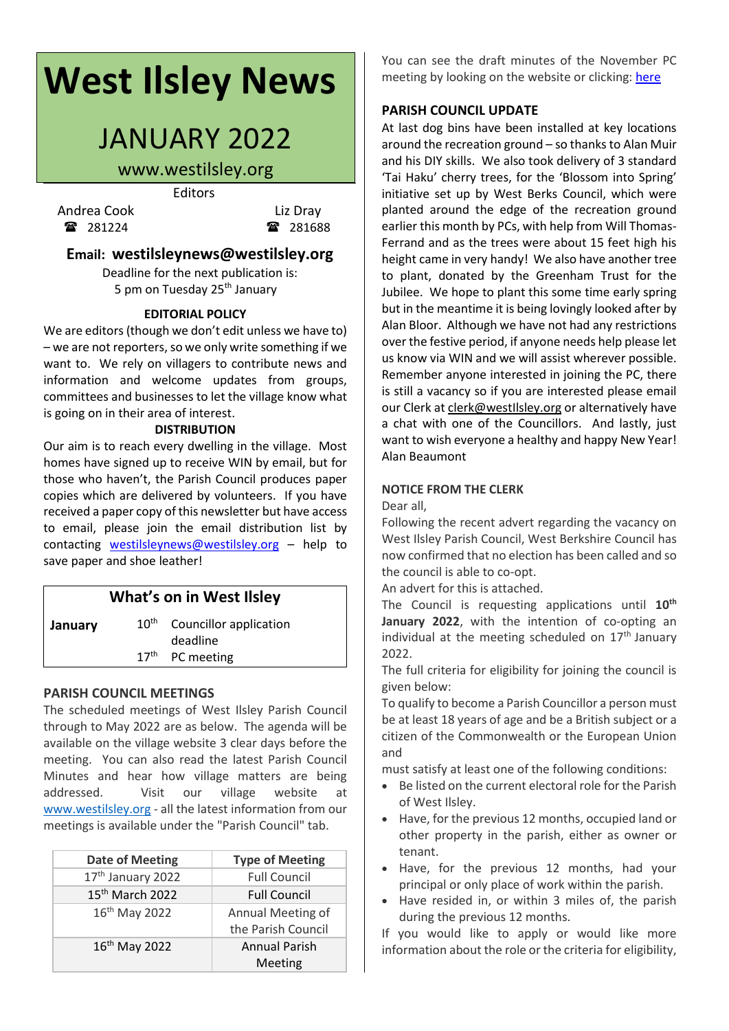# West Ilsley News

## JANUARY 2022

www.westilsley.org

Editors

Andrea Cook ☎ 281224

Liz Dray ☎ 281688

**Email: westilsleynews@westilsley.org**

Deadline for the next publication is:
5 pm on Tuesday 25th January

### EDITORIAL POLICY

We are editors (though we don't edit unless we have to) – we are not reporters, so we only write something if we want to. We rely on villagers to contribute news and information and welcome updates from groups, committees and businesses to let the village know what is going on in their area of interest.

### DISTRIBUTION

Our aim is to reach every dwelling in the village. Most homes have signed up to receive WIN by email, but for those who haven't, the Parish Council produces paper copies which are delivered by volunteers. If you have received a paper copy of this newsletter but have access to email, please join the email distribution list by contacting westilsleynews@westilsley.org – help to save paper and shoe leather!

### What's on in West Ilsley

| | | |
|---|---|---|
| **January** | 10th | Councillor application deadline |
| | 17th | PC meeting |

### PARISH COUNCIL MEETINGS

The scheduled meetings of West Ilsley Parish Council through to May 2022 are as below. The agenda will be available on the village website 3 clear days before the meeting. You can also read the latest Parish Council Minutes and hear how village matters are being addressed. Visit our village website at www.westilsley.org - all the latest information from our meetings is available under the "Parish Council" tab.

| Date of Meeting | Type of Meeting |
|---|---|
| 17th January 2022 | Full Council |
| 15th March 2022 | Full Council |
| 16th May 2022 | Annual Meeting of the Parish Council |
| 16th May 2022 | Annual Parish Meeting |

You can see the draft minutes of the November PC meeting by looking on the website or clicking: here

### PARISH COUNCIL UPDATE

At last dog bins have been installed at key locations around the recreation ground – so thanks to Alan Muir and his DIY skills. We also took delivery of 3 standard 'Tai Haku' cherry trees, for the 'Blossom into Spring' initiative set up by West Berks Council, which were planted around the edge of the recreation ground earlier this month by PCs, with help from Will Thomas-Ferrand and as the trees were about 15 feet high his height came in very handy! We also have another tree to plant, donated by the Greenham Trust for the Jubilee. We hope to plant this some time early spring but in the meantime it is being lovingly looked after by Alan Bloor. Although we have not had any restrictions over the festive period, if anyone needs help please let us know via WIN and we will assist wherever possible. Remember anyone interested in joining the PC, there is still a vacancy so if you are interested please email our Clerk at clerk@westIlsley.org or alternatively have a chat with one of the Councillors. And lastly, just want to wish everyone a healthy and happy New Year!
Alan Beaumont

### NOTICE FROM THE CLERK

Dear all,

Following the recent advert regarding the vacancy on West Ilsley Parish Council, West Berkshire Council has now confirmed that no election has been called and so the council is able to co-opt.

An advert for this is attached.

The Council is requesting applications until **10th January 2022**, with the intention of co-opting an individual at the meeting scheduled on 17th January 2022.

The full criteria for eligibility for joining the council is given below:

To qualify to become a Parish Councillor a person must be at least 18 years of age and be a British subject or a citizen of the Commonwealth or the European Union and

must satisfy at least one of the following conditions:

- Be listed on the current electoral role for the Parish of West Ilsley.
- Have, for the previous 12 months, occupied land or other property in the parish, either as owner or tenant.
- Have, for the previous 12 months, had your principal or only place of work within the parish.
- Have resided in, or within 3 miles of, the parish during the previous 12 months.

If you would like to apply or would like more information about the role or the criteria for eligibility,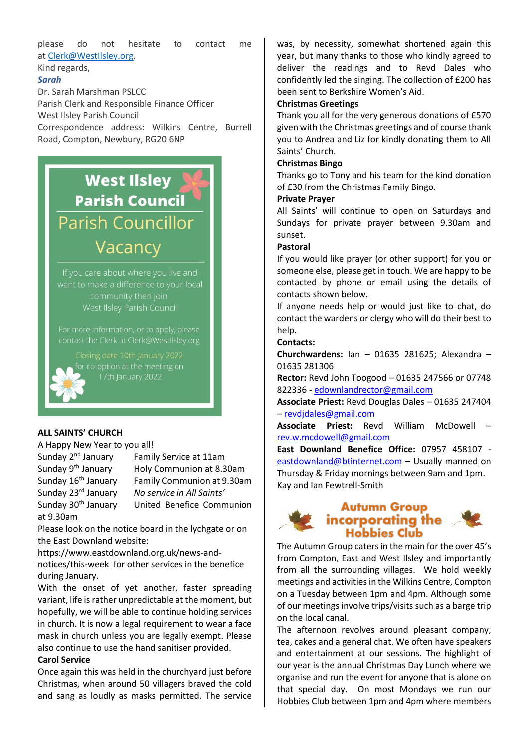please do not hesitate to contact me at Clerk@WestIlsley.org.

Kind regards,

***Sarah***

Dr. Sarah Marshman PSLCC
Parish Clerk and Responsible Finance Officer
West Ilsley Parish Council
Correspondence address: Wilkins Centre, Burrell Road, Compton, Newbury, RG20 6NP

## West Ilsley Parish Council

## Parish Councillor Vacancy

If you care about where you live and want to make a difference to your local community then join West Ilsley Parish Council

For more information, or to apply, please contact the Clerk at Clerk@WestIlsley.org

Closing date 10th January 2022 for co-option at the meeting on 17th January 2022

**ALL SAINTS' CHURCH**

A Happy New Year to you all!

| | |
|---|---|
| Sunday 2nd January | Family Service at 11am |
| Sunday 9th January | Holy Communion at 8.30am |
| Sunday 16th January | Family Communion at 9.30am |
| Sunday 23rd January | *No service in All Saints'* |
| Sunday 30th January | United Benefice Communion at 9.30am |

Please look on the notice board in the lychgate or on the East Downland website: https://www.eastdownland.org.uk/news-and-notices/this-week for other services in the benefice during January.

With the onset of yet another, faster spreading variant, life is rather unpredictable at the moment, but hopefully, we will be able to continue holding services in church. It is now a legal requirement to wear a face mask in church unless you are legally exempt. Please also continue to use the hand sanitiser provided.

**Carol Service**

Once again this was held in the churchyard just before Christmas, when around 50 villagers braved the cold and sang as loudly as masks permitted. The service was, by necessity, somewhat shortened again this year, but many thanks to those who kindly agreed to deliver the readings and to Revd Dales who confidently led the singing. The collection of £200 has been sent to Berkshire Women's Aid.

**Christmas Greetings**

Thank you all for the very generous donations of £570 given with the Christmas greetings and of course thank you to Andrea and Liz for kindly donating them to All Saints' Church.

**Christmas Bingo**

Thanks go to Tony and his team for the kind donation of £30 from the Christmas Family Bingo.

**Private Prayer**

All Saints' will continue to open on Saturdays and Sundays for private prayer between 9.30am and sunset.

**Pastoral**

If you would like prayer (or other support) for you or someone else, please get in touch. We are happy to be contacted by phone or email using the details of contacts shown below.

If anyone needs help or would just like to chat, do contact the wardens or clergy who will do their best to help.

**Contacts:**

**Churchwardens:** Ian – 01635 281625; Alexandra – 01635 281306

**Rector:** Revd John Toogood – 01635 247566 or 07748 822336 - edownlandrector@gmail.com

**Associate Priest:** Revd Douglas Dales – 01635 247404 – revdjdales@gmail.com

**Associate Priest:** Revd William McDowell – rev.w.mcdowell@gmail.com

**East Downland Benefice Office:** 07957 458107 - eastdownland@btinternet.com – Usually manned on Thursday & Friday mornings between 9am and 1pm. Kay and Ian Fewtrell-Smith

## Autumn Group incorporating the Hobbies Club

The Autumn Group caters in the main for the over 45's from Compton, East and West Ilsley and importantly from all the surrounding villages. We hold weekly meetings and activities in the Wilkins Centre, Compton on a Tuesday between 1pm and 4pm. Although some of our meetings involve trips/visits such as a barge trip on the local canal.

The afternoon revolves around pleasant company, tea, cakes and a general chat. We often have speakers and entertainment at our sessions. The highlight of our year is the annual Christmas Day Lunch where we organise and run the event for anyone that is alone on that special day. On most Mondays we run our Hobbies Club between 1pm and 4pm where members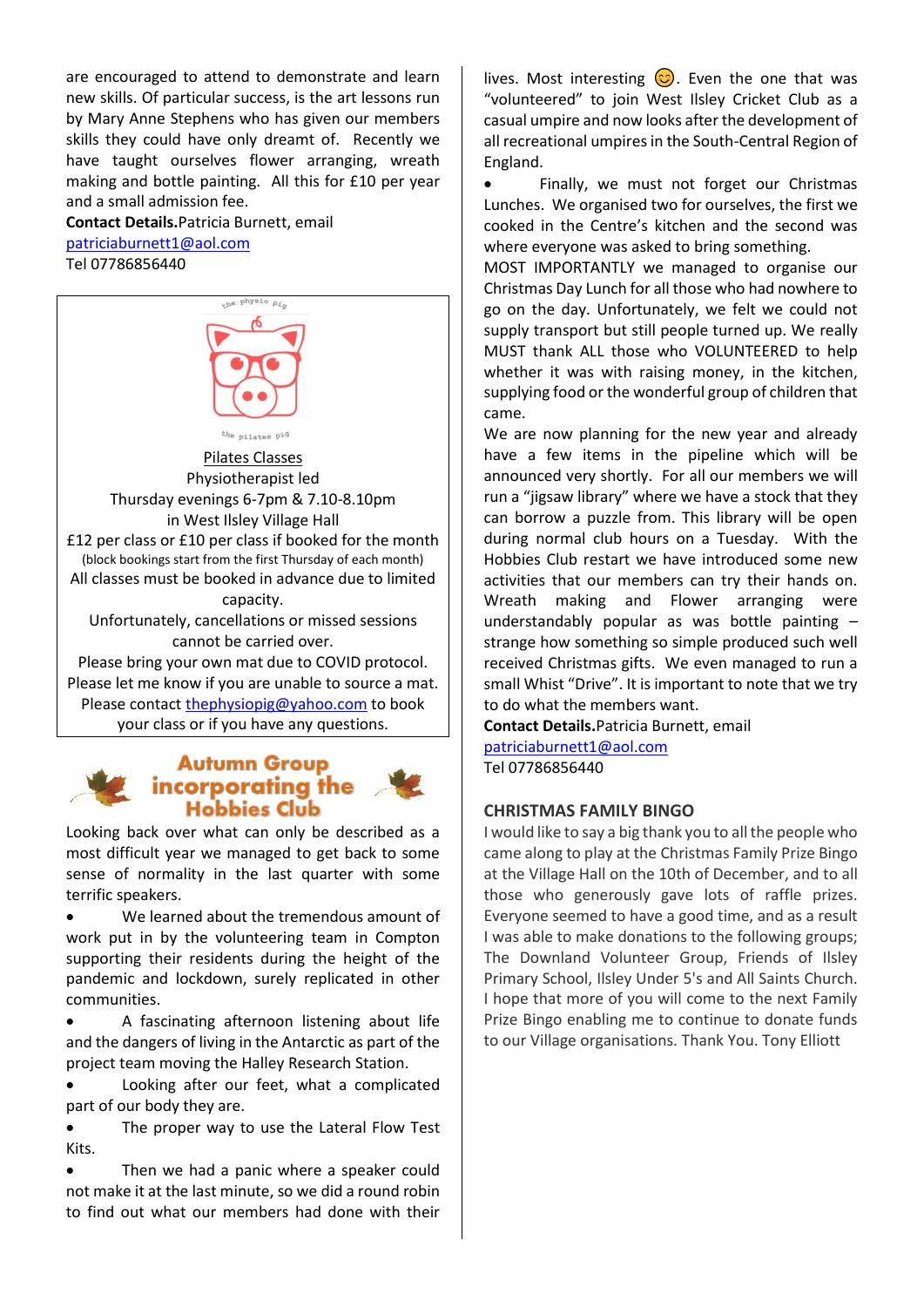are encouraged to attend to demonstrate and learn new skills. Of particular success, is the art lessons run by Mary Anne Stephens who has given our members skills they could have only dreamt of. Recently we have taught ourselves flower arranging, wreath making and bottle painting. All this for £10 per year and a small admission fee.

**Contact Details.** Patricia Burnett, email patriciaburnett1@aol.com
Tel 07786856440

---

the physio pig

the pilates pig

Pilates Classes
Physiotherapist led
Thursday evenings 6-7pm & 7.10-8.10pm
in West Ilsley Village Hall
£12 per class or £10 per class if booked for the month
(block bookings start from the first Thursday of each month)
All classes must be booked in advance due to limited capacity.
Unfortunately, cancellations or missed sessions cannot be carried over.
Please bring your own mat due to COVID protocol.
Please let me know if you are unable to source a mat.
Please contact thephysiopig@yahoo.com to book your class or if you have any questions.

---

## Autumn Group incorporating the Hobbies Club

Looking back over what can only be described as a most difficult year we managed to get back to some sense of normality in the last quarter with some terrific speakers.

- We learned about the tremendous amount of work put in by the volunteering team in Compton supporting their residents during the height of the pandemic and lockdown, surely replicated in other communities.
- A fascinating afternoon listening about life and the dangers of living in the Antarctic as part of the project team moving the Halley Research Station.
- Looking after our feet, what a complicated part of our body they are.
- The proper way to use the Lateral Flow Test Kits.
- Then we had a panic where a speaker could not make it at the last minute, so we did a round robin to find out what our members had done with their lives. Most interesting 😊. Even the one that was "volunteered" to join West Ilsley Cricket Club as a casual umpire and now looks after the development of all recreational umpires in the South-Central Region of England.
- Finally, we must not forget our Christmas Lunches. We organised two for ourselves, the first we cooked in the Centre's kitchen and the second was where everyone was asked to bring something.

MOST IMPORTANTLY we managed to organise our Christmas Day Lunch for all those who had nowhere to go on the day. Unfortunately, we felt we could not supply transport but still people turned up. We really MUST thank ALL those who VOLUNTEERED to help whether it was with raising money, in the kitchen, supplying food or the wonderful group of children that came.

We are now planning for the new year and already have a few items in the pipeline which will be announced very shortly. For all our members we will run a "jigsaw library" where we have a stock that they can borrow a puzzle from. This library will be open during normal club hours on a Tuesday. With the Hobbies Club restart we have introduced some new activities that our members can try their hands on. Wreath making and Flower arranging were understandably popular as was bottle painting – strange how something so simple produced such well received Christmas gifts. We even managed to run a small Whist "Drive". It is important to note that we try to do what the members want.

**Contact Details.** Patricia Burnett, email patriciaburnett1@aol.com
Tel 07786856440

## CHRISTMAS FAMILY BINGO

I would like to say a big thank you to all the people who came along to play at the Christmas Family Prize Bingo at the Village Hall on the 10th of December, and to all those who generously gave lots of raffle prizes. Everyone seemed to have a good time, and as a result I was able to make donations to the following groups; The Downland Volunteer Group, Friends of Ilsley Primary School, Ilsley Under 5's and All Saints Church. I hope that more of you will come to the next Family Prize Bingo enabling me to continue to donate funds to our Village organisations. Thank You. Tony Elliott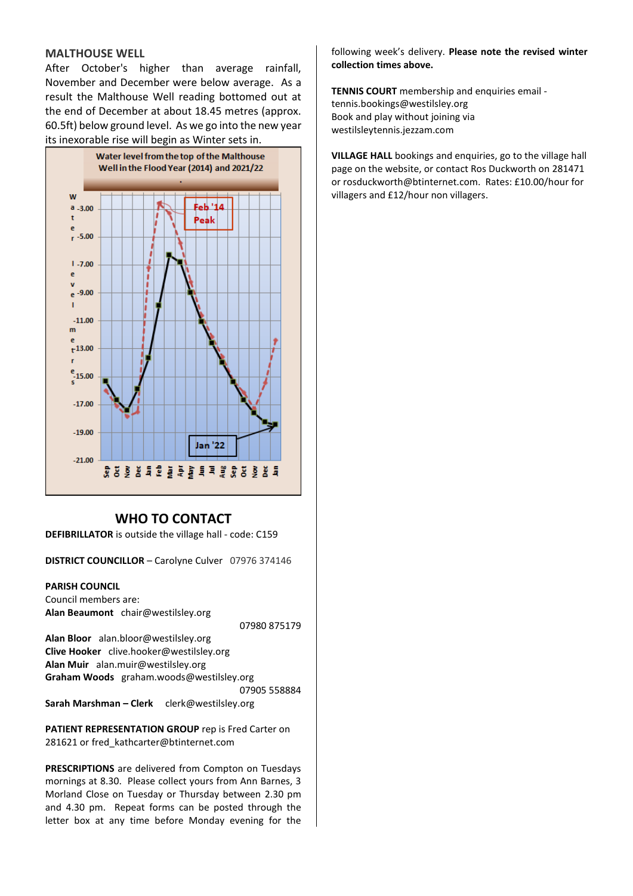## MALTHOUSE WELL

After October's higher than average rainfall, November and December were below average. As a result the Malthouse Well reading bottomed out at the end of December at about 18.45 metres (approx. 60.5ft) below ground level. As we go into the new year its inexorable rise will begin as Winter sets in.

Water level from the top of the Malthouse Well in the Flood Year (2014) and 2021/22

Water level metres

-3.00
-5.00
-7.00
-9.00
-11.00
-13.00
-15.00
-17.00
-19.00
-21.00

Sep Oct Nov Dec Jan Feb Mar Apr May Jun Jul Aug Sep Oct Nov Dec Jan

Feb '14 Peak

Jan '22

## WHO TO CONTACT

**DEFIBRILLATOR** is outside the village hall - code: C159

**DISTRICT COUNCILLOR** – Carolyne Culver 07976 374146

**PARISH COUNCIL**
Council members are:
**Alan Beaumont** chair@westilsley.org 07980 875179
**Alan Bloor** alan.bloor@westilsley.org
**Clive Hooker** clive.hooker@westilsley.org
**Alan Muir** alan.muir@westilsley.org
**Graham Woods** graham.woods@westilsley.org 07905 558884
**Sarah Marshman – Clerk** clerk@westilsley.org

**PATIENT REPRESENTATION GROUP** rep is Fred Carter on 281621 or fred_kathcarter@btinternet.com

**PRESCRIPTIONS** are delivered from Compton on Tuesdays mornings at 8.30. Please collect yours from Ann Barnes, 3 Morland Close on Tuesday or Thursday between 2.30 pm and 4.30 pm. Repeat forms can be posted through the letter box at any time before Monday evening for the following week's delivery. **Please note the revised winter collection times above.**

**TENNIS COURT** membership and enquiries email - tennis.bookings@westilsley.org
Book and play without joining via westilsleytennis.jezzam.com

**VILLAGE HALL** bookings and enquiries, go to the village hall page on the website, or contact Ros Duckworth on 281471 or rosduckworth@btinternet.com. Rates: £10.00/hour for villagers and £12/hour non villagers.